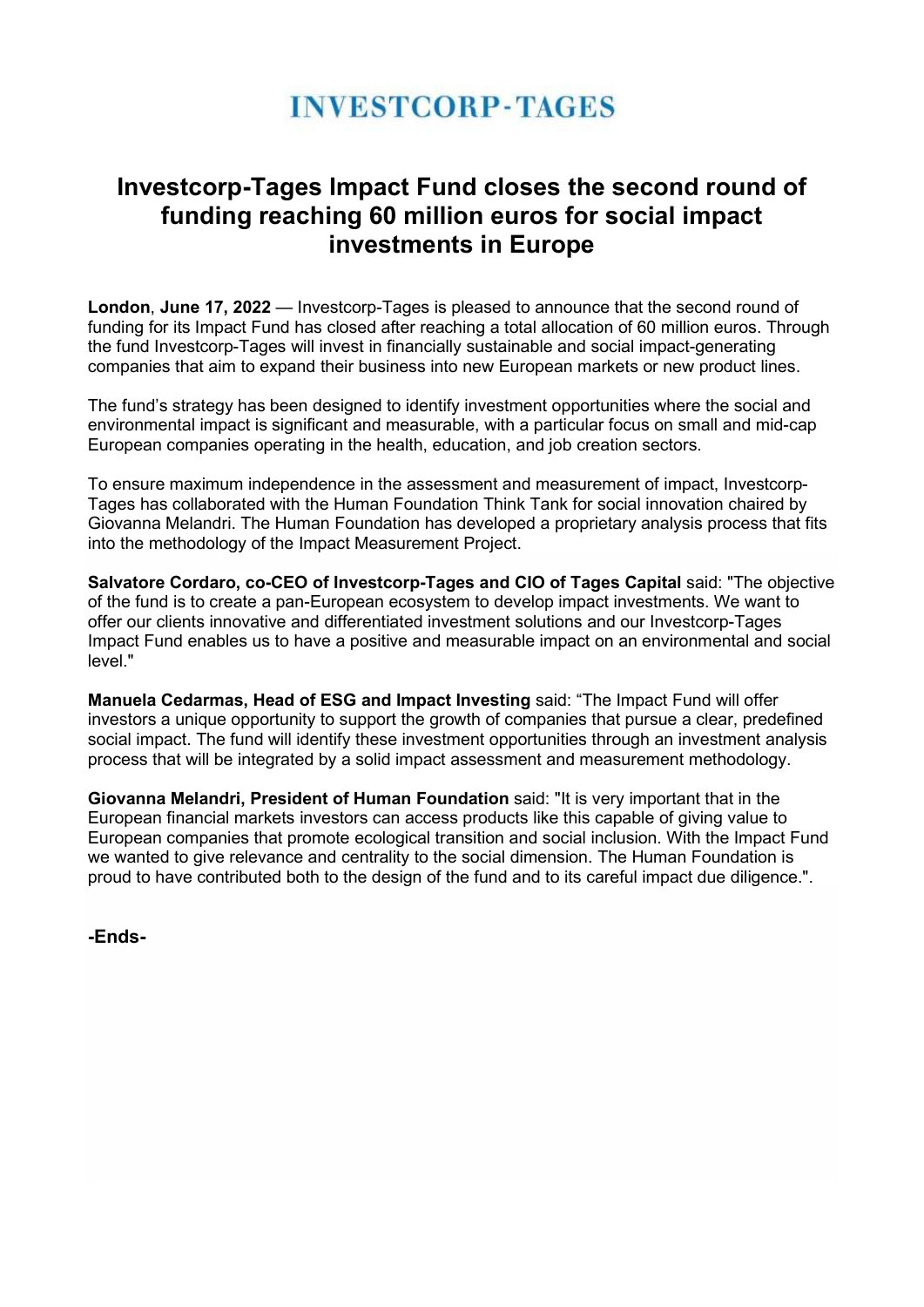# INVESTCORP-TAGES

## Investcorp-Tages Impact Fund closes the second round of funding reaching 60 million euros for social impact investments in Europe

**London**, **June 17, 2022** — Investcorp-Tages is pleased to announce that the second round of funding for its Impact Fund has closed after reaching a total allocation of 60 million euros. Through the fund Investcorp-Tages will invest in financially sustainable and social impact-generating companies that aim to expand their business into new European markets or new product lines.

The fund's strategy has been designed to identify investment opportunities where the social and environmental impact is significant and measurable, with a particular focus on small and mid-cap European companies operating in the health, education, and job creation sectors.

To ensure maximum independence in the assessment and measurement of impact, Investcorp-Tages has collaborated with the Human Foundation Think Tank for social innovation chaired by Giovanna Melandri. The Human Foundation has developed a proprietary analysis process that fits into the methodology of the Impact Measurement Project.

**Salvatore Cordaro, co-CEO of Investcorp-Tages and CIO of Tages Capital** said: "The objective of the fund is to create a pan-European ecosystem to develop impact investments. We want to offer our clients innovative and differentiated investment solutions and our Investcorp-Tages Impact Fund enables us to have a positive and measurable impact on an environmental and social level."

**Manuela Cedarmas, Head of ESG and Impact Investing** said: "The Impact Fund will offer investors a unique opportunity to support the growth of companies that pursue a clear, predefined social impact. The fund will identify these investment opportunities through an investment analysis process that will be integrated by a solid impact assessment and measurement methodology.

**Giovanna Melandri, President of Human Foundation** said: "It is very important that in the European financial markets investors can access products like this capable of giving value to European companies that promote ecological transition and social inclusion. With the Impact Fund we wanted to give relevance and centrality to the social dimension. The Human Foundation is proud to have contributed both to the design of the fund and to its careful impact due diligence.".

**-Ends-**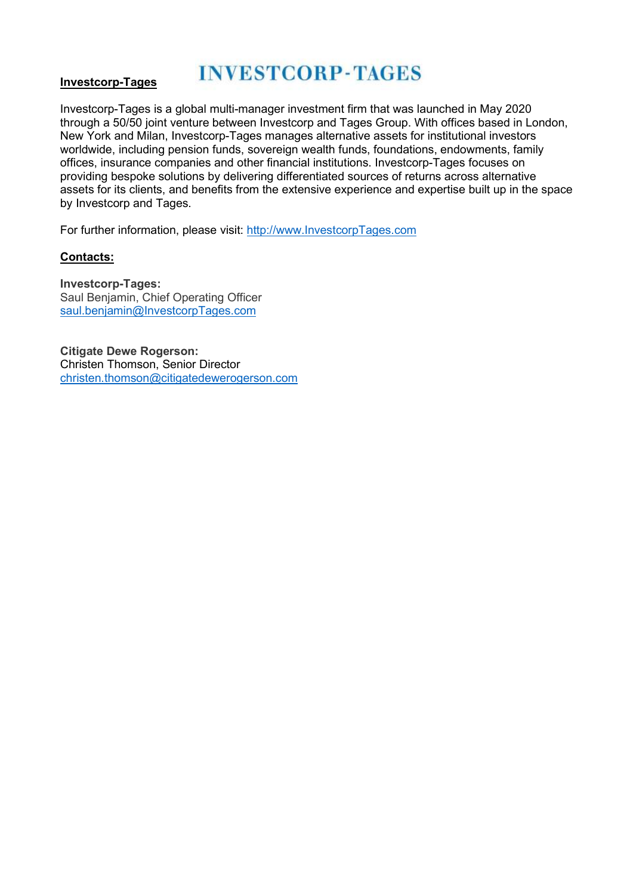**Investcorp-Tages**

INVESTCORP-TAGES

Investcorp-Tages is a global multi-manager investment firm that was launched in May 2020 through a 50/50 joint venture between Investcorp and Tages Group. With offices based in London, New York and Milan, Investcorp-Tages manages alternative assets for institutional investors worldwide, including pension funds, sovereign wealth funds, foundations, endowments, family offices, insurance companies and other financial institutions. Investcorp-Tages focuses on providing bespoke solutions by delivering differentiated sources of returns across alternative assets for its clients, and benefits from the extensive experience and expertise built up in the space by Investcorp and Tages.

For further information, please visit: http://www.InvestcorpTages.com

**Contacts:**

**Investcorp-Tages:**
Saul Benjamin, Chief Operating Officer
saul.benjamin@InvestcorpTages.com

**Citigate Dewe Rogerson:**
Christen Thomson, Senior Director
christen.thomson@citigatedewerogerson.com